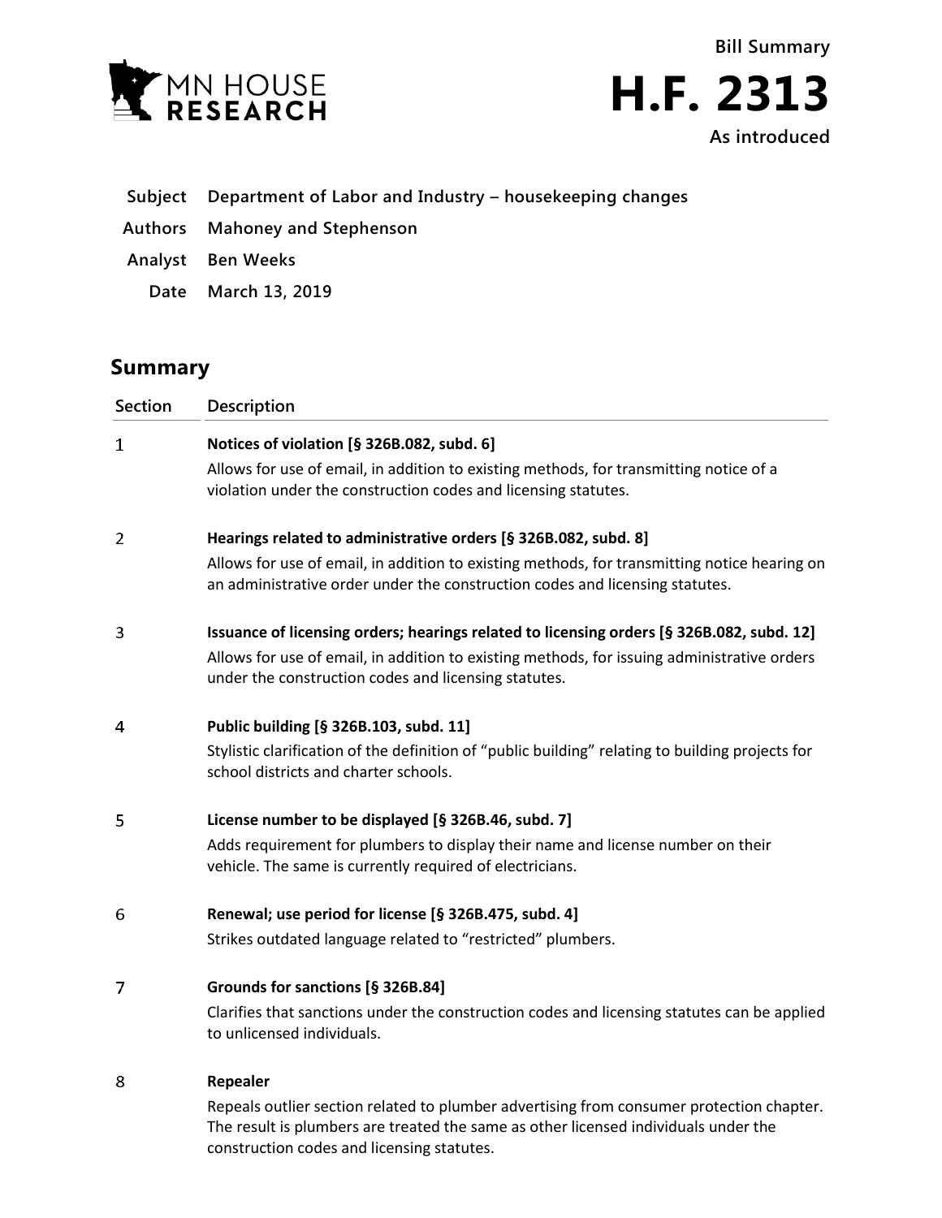Bill Summary

# H.F. 2313

As introduced

**Subject** Department of Labor and Industry – housekeeping changes

**Authors** Mahoney and Stephenson

**Analyst** Ben Weeks

**Date** March 13, 2019

## Summary

| Section | Description |
|---|---|
| 1 | **Notices of violation [§ 326B.082, subd. 6]**<br>Allows for use of email, in addition to existing methods, for transmitting notice of a violation under the construction codes and licensing statutes. |
| 2 | **Hearings related to administrative orders [§ 326B.082, subd. 8]**<br>Allows for use of email, in addition to existing methods, for transmitting notice hearing on an administrative order under the construction codes and licensing statutes. |
| 3 | **Issuance of licensing orders; hearings related to licensing orders [§ 326B.082, subd. 12]**<br>Allows for use of email, in addition to existing methods, for issuing administrative orders under the construction codes and licensing statutes. |
| 4 | **Public building [§ 326B.103, subd. 11]**<br>Stylistic clarification of the definition of "public building" relating to building projects for school districts and charter schools. |
| 5 | **License number to be displayed [§ 326B.46, subd. 7]**<br>Adds requirement for plumbers to display their name and license number on their vehicle. The same is currently required of electricians. |
| 6 | **Renewal; use period for license [§ 326B.475, subd. 4]**<br>Strikes outdated language related to "restricted" plumbers. |
| 7 | **Grounds for sanctions [§ 326B.84]**<br>Clarifies that sanctions under the construction codes and licensing statutes can be applied to unlicensed individuals. |
| 8 | **Repealer**<br>Repeals outlier section related to plumber advertising from consumer protection chapter. The result is plumbers are treated the same as other licensed individuals under the construction codes and licensing statutes. |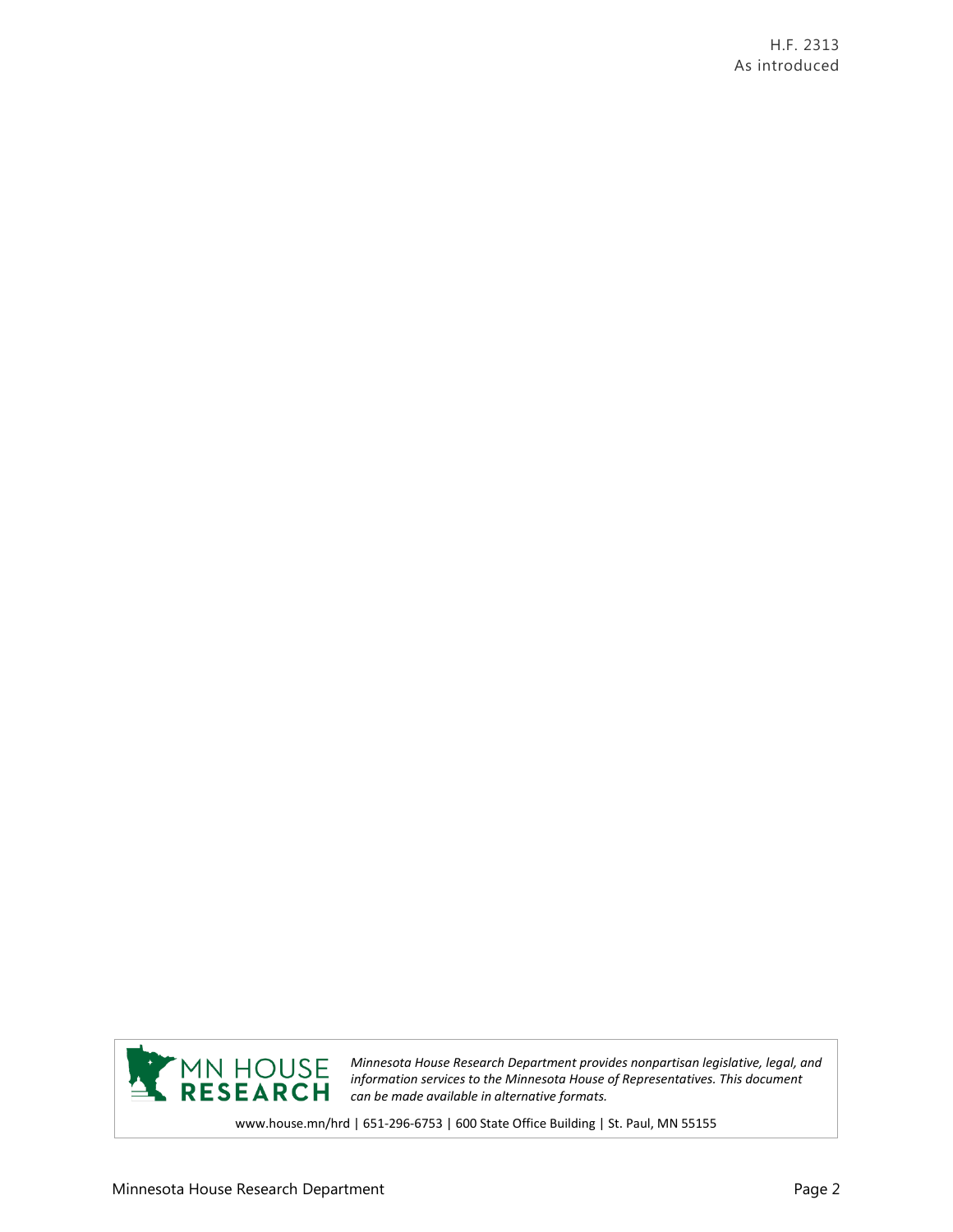MN HOUSE RESEARCH

*Minnesota House Research Department provides nonpartisan legislative, legal, and information services to the Minnesota House of Representatives. This document can be made available in alternative formats.*

www.house.mn/hrd | 651-296-6753 | 600 State Office Building | St. Paul, MN 55155